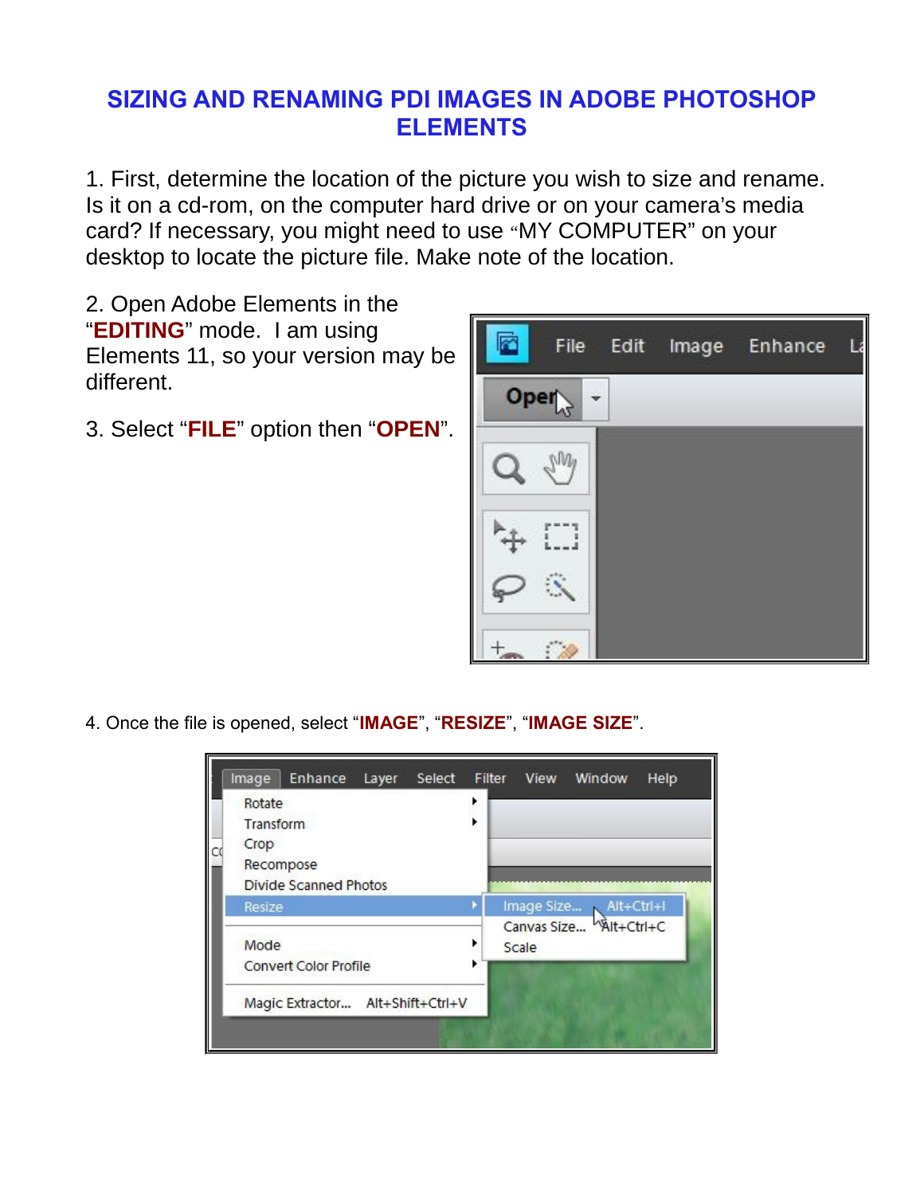# SIZING AND RENAMING PDI IMAGES IN ADOBE PHOTOSHOP ELEMENTS

1. First, determine the location of the picture you wish to size and rename. Is it on a cd-rom, on the computer hard drive or on your camera's media card? If necessary, you might need to use "MY COMPUTER" on your desktop to locate the picture file. Make note of the location.

2. Open Adobe Elements in the "**EDITING**" mode. I am using Elements 11, so your version may be different.

3. Select "**FILE**" option then "**OPEN**".

4. Once the file is opened, select "**IMAGE**", "**RESIZE**", "**IMAGE SIZE**".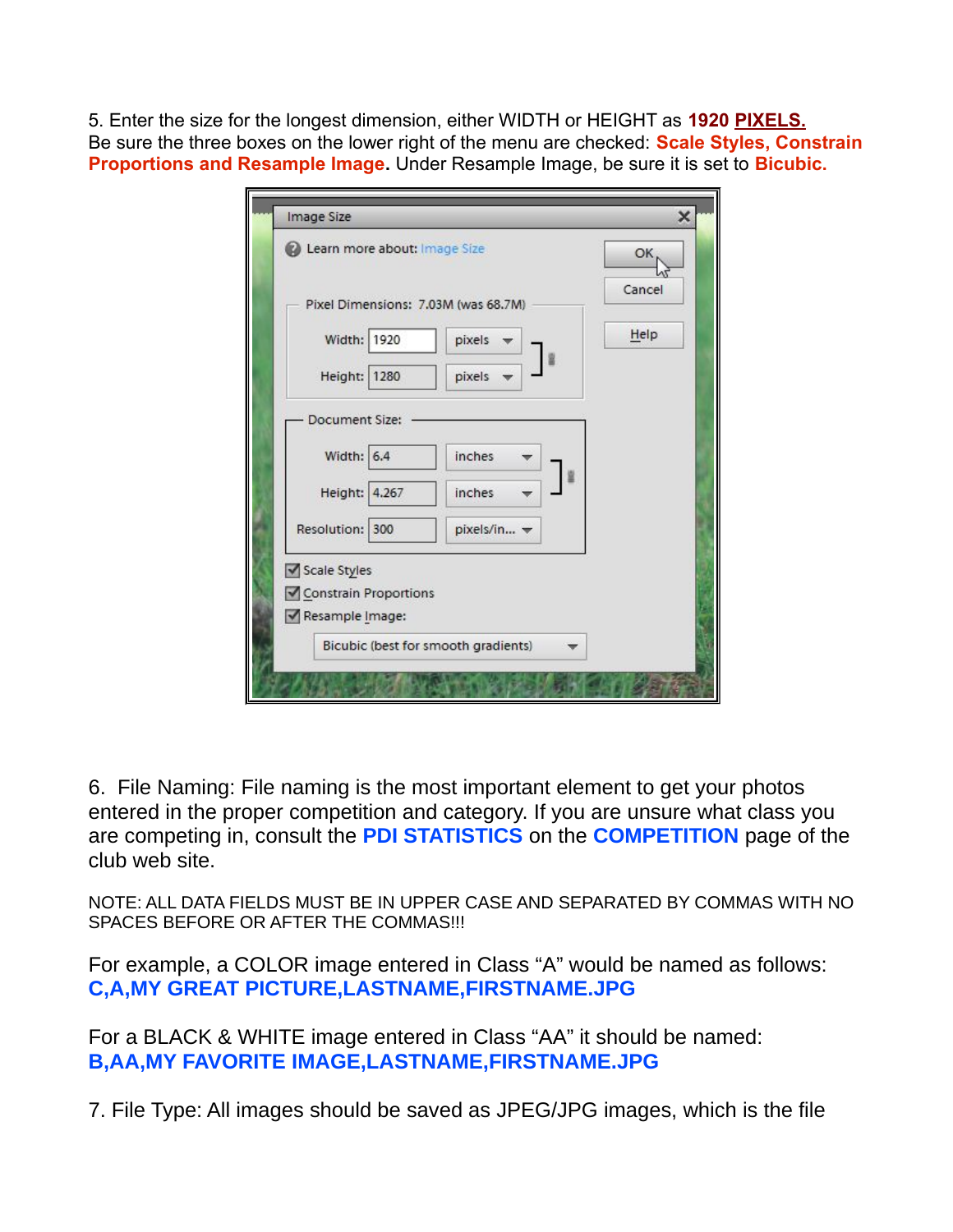5. Enter the size for the longest dimension, either WIDTH or HEIGHT as **1920 PIXELS.**
Be sure the three boxes on the lower right of the menu are checked: **Scale Styles, Constrain Proportions and Resample Image.** Under Resample Image, be sure it is set to **Bicubic.**

6. File Naming: File naming is the most important element to get your photos entered in the proper competition and category. If you are unsure what class you are competing in, consult the **PDI STATISTICS** on the **COMPETITION** page of the club web site.

NOTE: ALL DATA FIELDS MUST BE IN UPPER CASE AND SEPARATED BY COMMAS WITH NO SPACES BEFORE OR AFTER THE COMMAS!!!

For example, a COLOR image entered in Class "A" would be named as follows:
**C,A,MY GREAT PICTURE,LASTNAME,FIRSTNAME.JPG**

For a BLACK & WHITE image entered in Class "AA" it should be named:
**B,AA,MY FAVORITE IMAGE,LASTNAME,FIRSTNAME.JPG**

7. File Type: All images should be saved as JPEG/JPG images, which is the file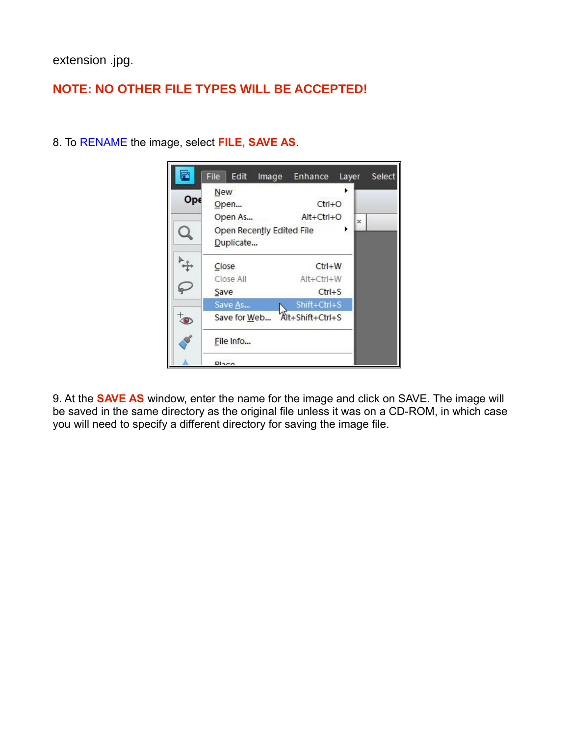extension .jpg.

**NOTE: NO OTHER FILE TYPES WILL BE ACCEPTED!**

8. To RENAME the image, select **FILE, SAVE AS**.

9. At the **SAVE AS** window, enter the name for the image and click on SAVE. The image will be saved in the same directory as the original file unless it was on a CD-ROM, in which case you will need to specify a different directory for saving the image file.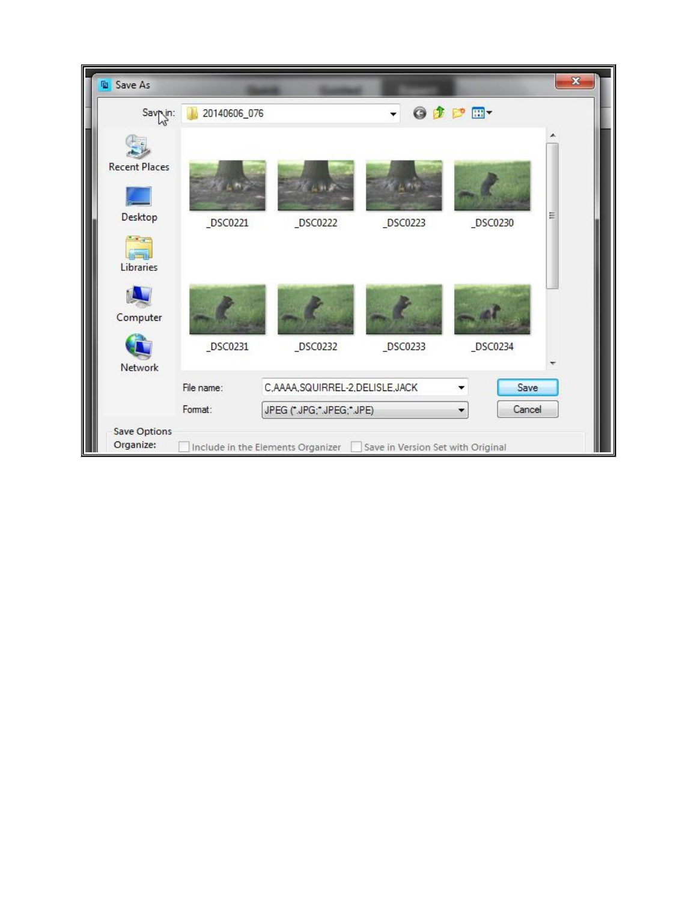Save As

Save in: 20140606_076

Recent Places

Desktop

Libraries

Computer

Network

_DSC0221 _DSC0222 _DSC0223 _DSC0230

_DSC0231 _DSC0232 _DSC0233 _DSC0234

File name: C,AAAA,SQUIRREL-2,DELISLE,JACK

Format: JPEG (*.JPG;*.JPEG;*.JPE)

Save

Cancel

Save Options

Organize: Include in the Elements Organizer Save in Version Set with Original